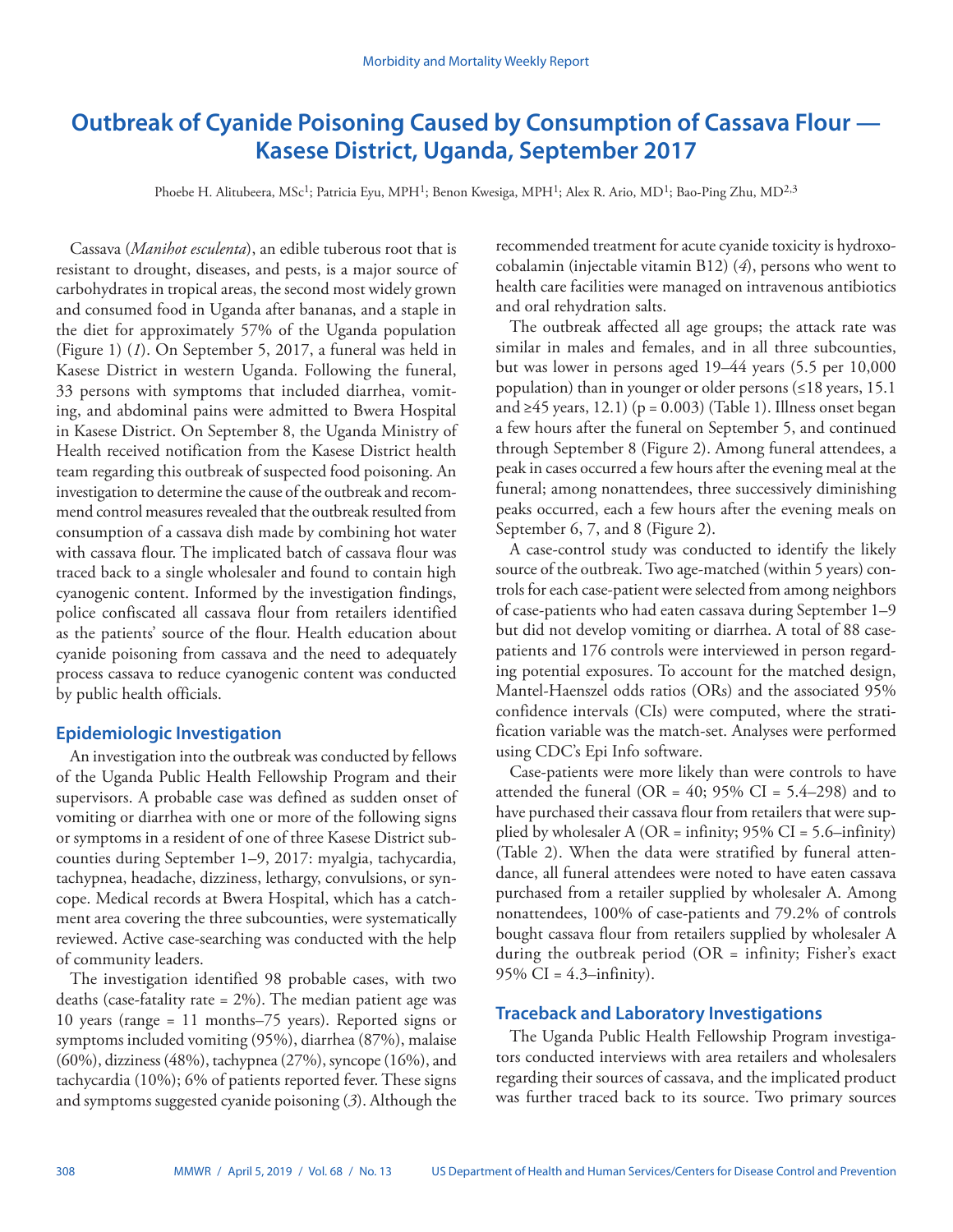# Outbreak of Cyanide Poisoning Caused by Consumption of Cassava Flour — Kasese District, Uganda, September 2017

Phoebe H. Alitubeera, MSc[1]; Patricia Eyu, MPH[1]; Benon Kwesiga, MPH[1]; Alex R. Ario, MD[1]; Bao-Ping Zhu, MD[2,3]

Cassava (*Manihot esculenta*), an edible tuberous root that is resistant to drought, diseases, and pests, is a major source of carbohydrates in tropical areas, the second most widely grown and consumed food in Uganda after bananas, and a staple in the diet for approximately 57% of the Uganda population (Figure 1) (*1*). On September 5, 2017, a funeral was held in Kasese District in western Uganda. Following the funeral, 33 persons with symptoms that included diarrhea, vomiting, and abdominal pains were admitted to Bwera Hospital in Kasese District. On September 8, the Uganda Ministry of Health received notification from the Kasese District health team regarding this outbreak of suspected food poisoning. An investigation to determine the cause of the outbreak and recommend control measures revealed that the outbreak resulted from consumption of a cassava dish made by combining hot water with cassava flour. The implicated batch of cassava flour was traced back to a single wholesaler and found to contain high cyanogenic content. Informed by the investigation findings, police confiscated all cassava flour from retailers identified as the patients' source of the flour. Health education about cyanide poisoning from cassava and the need to adequately process cassava to reduce cyanogenic content was conducted by public health officials.

## Epidemiologic Investigation

An investigation into the outbreak was conducted by fellows of the Uganda Public Health Fellowship Program and their supervisors. A probable case was defined as sudden onset of vomiting or diarrhea with one or more of the following signs or symptoms in a resident of one of three Kasese District subcounties during September 1–9, 2017: myalgia, tachycardia, tachypnea, headache, dizziness, lethargy, convulsions, or syncope. Medical records at Bwera Hospital, which has a catchment area covering the three subcounties, were systematically reviewed. Active case-searching was conducted with the help of community leaders.

The investigation identified 98 probable cases, with two deaths (case-fatality rate = 2%). The median patient age was 10 years (range = 11 months–75 years). Reported signs or symptoms included vomiting (95%), diarrhea (87%), malaise (60%), dizziness (48%), tachypnea (27%), syncope (16%), and tachycardia (10%); 6% of patients reported fever. These signs and symptoms suggested cyanide poisoning (*3*). Although the recommended treatment for acute cyanide toxicity is hydroxocobalamin (injectable vitamin B12) (*4*), persons who went to health care facilities were managed on intravenous antibiotics and oral rehydration salts.

The outbreak affected all age groups; the attack rate was similar in males and females, and in all three subcounties, but was lower in persons aged 19–44 years (5.5 per 10,000 population) than in younger or older persons (≤18 years, 15.1 and ≥45 years, 12.1) ($p = 0.003$) (Table 1). Illness onset began a few hours after the funeral on September 5, and continued through September 8 (Figure 2). Among funeral attendees, a peak in cases occurred a few hours after the evening meal at the funeral; among nonattendees, three successively diminishing peaks occurred, each a few hours after the evening meals on September 6, 7, and 8 (Figure 2).

A case-control study was conducted to identify the likely source of the outbreak. Two age-matched (within 5 years) controls for each case-patient were selected from among neighbors of case-patients who had eaten cassava during September 1–9 but did not develop vomiting or diarrhea. A total of 88 case-patients and 176 controls were interviewed in person regarding potential exposures. To account for the matched design, Mantel-Haenszel odds ratios (ORs) and the associated 95% confidence intervals (CIs) were computed, where the stratification variable was the match-set. Analyses were performed using CDC's Epi Info software.

Case-patients were more likely than were controls to have attended the funeral (OR = 40; 95% CI = 5.4–298) and to have purchased their cassava flour from retailers that were supplied by wholesaler A (OR = infinity; 95% CI = 5.6–infinity) (Table 2). When the data were stratified by funeral attendance, all funeral attendees were noted to have eaten cassava purchased from a retailer supplied by wholesaler A. Among nonattendees, 100% of case-patients and 79.2% of controls bought cassava flour from retailers supplied by wholesaler A during the outbreak period (OR = infinity; Fisher's exact 95% CI = 4.3–infinity).

## Traceback and Laboratory Investigations

The Uganda Public Health Fellowship Program investigators conducted interviews with area retailers and wholesalers regarding their sources of cassava, and the implicated product was further traced back to its source. Two primary sources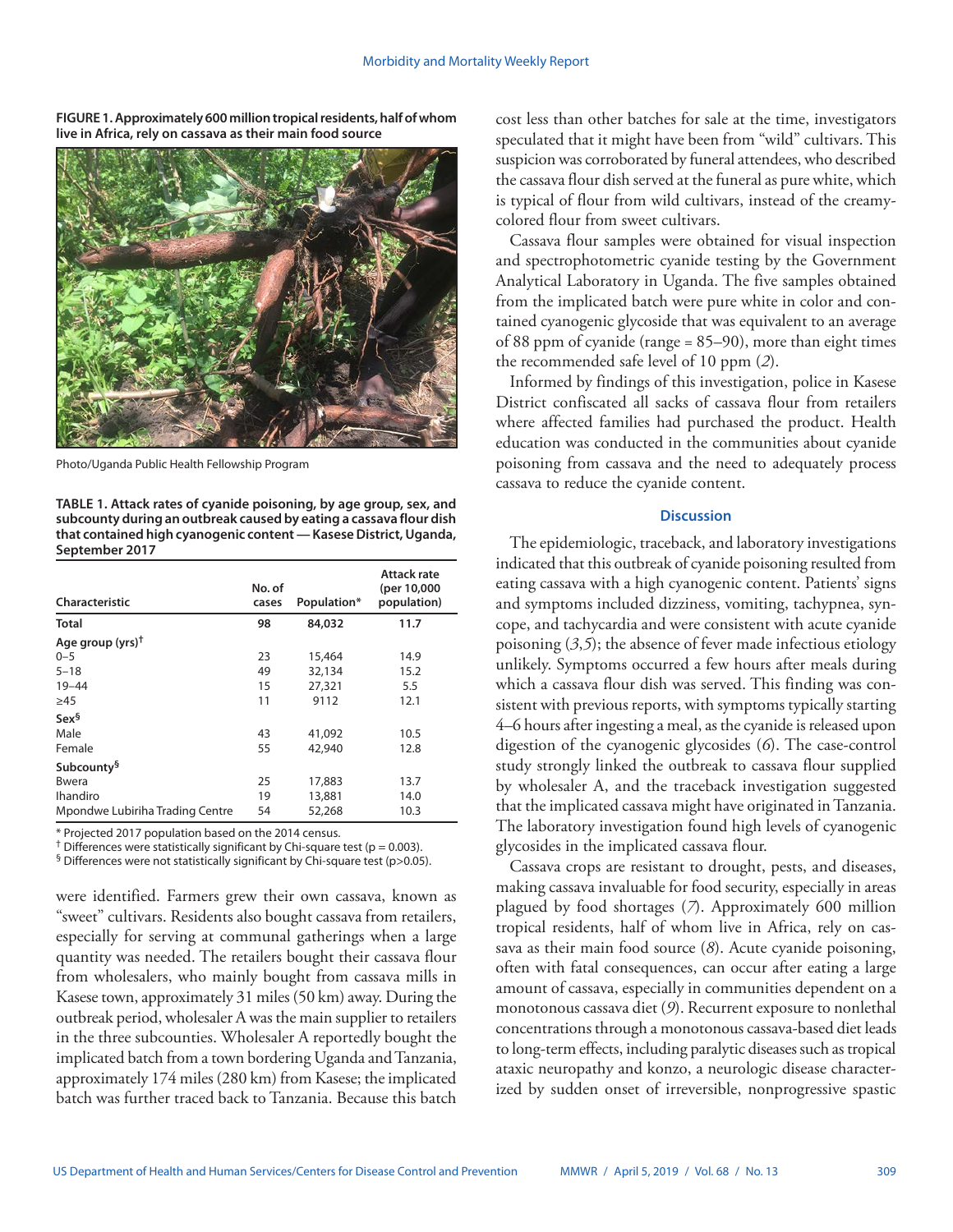**FIGURE 1. Approximately 600 million tropical residents, half of whom live in Africa, rely on cassava as their main food source**

Photo/Uganda Public Health Fellowship Program

**TABLE 1. Attack rates of cyanide poisoning, by age group, sex, and subcounty during an outbreak caused by eating a cassava flour dish that contained high cyanogenic content — Kasese District, Uganda, September 2017**

| Characteristic | No. of cases | Population* | Attack rate (per 10,000 population) |
|---|---|---|---|
| **Total** | **98** | **84,032** | **11.7** |
| **Age group (yrs)†** | | | |
| 0–5 | 23 | 15,464 | 14.9 |
| 5–18 | 49 | 32,134 | 15.2 |
| 19–44 | 15 | 27,321 | 5.5 |
| ≥45 | 11 | 9112 | 12.1 |
| **Sex§** | | | |
| Male | 43 | 41,092 | 10.5 |
| Female | 55 | 42,940 | 12.8 |
| **Subcounty§** | | | |
| Bwera | 25 | 17,883 | 13.7 |
| Ihandiro | 19 | 13,881 | 14.0 |
| Mpondwe Lubiriha Trading Centre | 54 | 52,268 | 10.3 |

\* Projected 2017 population based on the 2014 census.
† Differences were statistically significant by Chi-square test ($p = 0.003$).
§ Differences were not statistically significant by Chi-square test ($p>0.05$).

were identified. Farmers grew their own cassava, known as "sweet" cultivars. Residents also bought cassava from retailers, especially for serving at communal gatherings when a large quantity was needed. The retailers bought their cassava flour from wholesalers, who mainly bought from cassava mills in Kasese town, approximately 31 miles (50 km) away. During the outbreak period, wholesaler A was the main supplier to retailers in the three subcounties. Wholesaler A reportedly bought the implicated batch from a town bordering Uganda and Tanzania, approximately 174 miles (280 km) from Kasese; the implicated batch was further traced back to Tanzania. Because this batch cost less than other batches for sale at the time, investigators speculated that it might have been from "wild" cultivars. This suspicion was corroborated by funeral attendees, who described the cassava flour dish served at the funeral as pure white, which is typical of flour from wild cultivars, instead of the creamy-colored flour from sweet cultivars.

Cassava flour samples were obtained for visual inspection and spectrophotometric cyanide testing by the Government Analytical Laboratory in Uganda. The five samples obtained from the implicated batch were pure white in color and contained cyanogenic glycoside that was equivalent to an average of 88 ppm of cyanide (range = 85–90), more than eight times the recommended safe level of 10 ppm (*2*).

Informed by findings of this investigation, police in Kasese District confiscated all sacks of cassava flour from retailers where affected families had purchased the product. Health education was conducted in the communities about cyanide poisoning from cassava and the need to adequately process cassava to reduce the cyanide content.

## Discussion

The epidemiologic, traceback, and laboratory investigations indicated that this outbreak of cyanide poisoning resulted from eating cassava with a high cyanogenic content. Patients' signs and symptoms included dizziness, vomiting, tachypnea, syncope, and tachycardia and were consistent with acute cyanide poisoning (*3*,*5*); the absence of fever made infectious etiology unlikely. Symptoms occurred a few hours after meals during which a cassava flour dish was served. This finding was consistent with previous reports, with symptoms typically starting 4–6 hours after ingesting a meal, as the cyanide is released upon digestion of the cyanogenic glycosides (*6*). The case-control study strongly linked the outbreak to cassava flour supplied by wholesaler A, and the traceback investigation suggested that the implicated cassava might have originated in Tanzania. The laboratory investigation found high levels of cyanogenic glycosides in the implicated cassava flour.

Cassava crops are resistant to drought, pests, and diseases, making cassava invaluable for food security, especially in areas plagued by food shortages (*7*). Approximately 600 million tropical residents, half of whom live in Africa, rely on cassava as their main food source (*8*). Acute cyanide poisoning, often with fatal consequences, can occur after eating a large amount of cassava, especially in communities dependent on a monotonous cassava diet (*9*). Recurrent exposure to nonlethal concentrations through a monotonous cassava-based diet leads to long-term effects, including paralytic diseases such as tropical ataxic neuropathy and konzo, a neurologic disease characterized by sudden onset of irreversible, nonprogressive spastic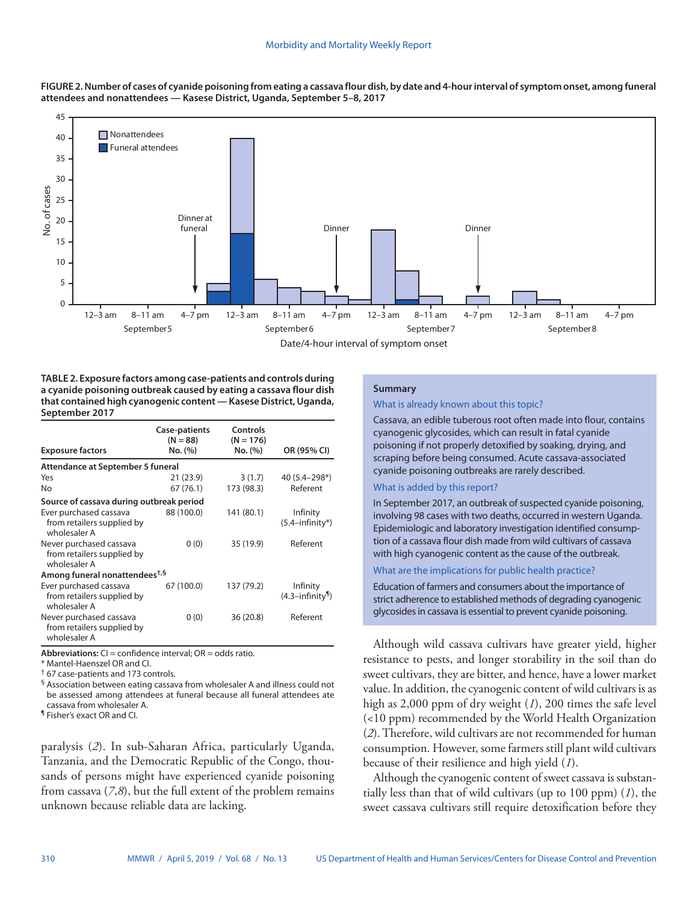**FIGURE 2. Number of cases of cyanide poisoning from eating a cassava flour dish, by date and 4-hour interval of symptom onset, among funeral attendees and nonattendees — Kasese District, Uganda, September 5–8, 2017**

Nonattendees
Funeral attendees

No. of cases
0
5
10
15
20
25
30
35
40
45

Dinner at funeral
Dinner
Dinner

12–3 am
8–11 am
4–7 pm
September 5
12–3 am
8–11 am
4–7 pm
September 6
12–3 am
8–11 am
4–7 pm
September 7
12–3 am
8–11 am
4–7 pm
September 8

Date/4-hour interval of symptom onset

**TABLE 2. Exposure factors among case-patients and controls during a cyanide poisoning outbreak caused by eating a cassava flour dish that contained high cyanogenic content — Kasese District, Uganda, September 2017**

| Exposure factors | Case-patients (N = 88) No. (%) | Controls (N = 176) No. (%) | OR (95% CI) |
|---|---|---|---|
| **Attendance at September 5 funeral** | | | |
| Yes | 21 (23.9) | 3 (1.7) | 40 (5.4–298*) |
| No | 67 (76.1) | 173 (98.3) | Referent |
| **Source of cassava during outbreak period** | | | |
| Ever purchased cassava from retailers supplied by wholesaler A | 88 (100.0) | 141 (80.1) | Infinity (5.4–infinity*) |
| Never purchased cassava from retailers supplied by wholesaler A | 0 (0) | 35 (19.9) | Referent |
| **Among funeral nonattendees[†,§]** | | | |
| Ever purchased cassava from retailers supplied by wholesaler A | 67 (100.0) | 137 (79.2) | Infinity (4.3–infinity[¶]) |
| Never purchased cassava from retailers supplied by wholesaler A | 0 (0) | 36 (20.8) | Referent |

**Abbreviations:** CI = confidence interval; OR = odds ratio.
* Mantel-Haenszel OR and CI.
† 67 case-patients and 173 controls.
§ Association between eating cassava from wholesaler A and illness could not be assessed among attendees at funeral because all funeral attendees ate cassava from wholesaler A.
¶ Fisher's exact OR and CI.

paralysis (*2*). In sub-Saharan Africa, particularly Uganda, Tanzania, and the Democratic Republic of the Congo, thousands of persons might have experienced cyanide poisoning from cassava (*7*,*8*), but the full extent of the problem remains unknown because reliable data are lacking.

**Summary**

What is already known about this topic?

Cassava, an edible tuberous root often made into flour, contains cyanogenic glycosides, which can result in fatal cyanide poisoning if not properly detoxified by soaking, drying, and scraping before being consumed. Acute cassava-associated cyanide poisoning outbreaks are rarely described.

What is added by this report?

In September 2017, an outbreak of suspected cyanide poisoning, involving 98 cases with two deaths, occurred in western Uganda. Epidemiologic and laboratory investigation identified consumption of a cassava flour dish made from wild cultivars of cassava with high cyanogenic content as the cause of the outbreak.

What are the implications for public health practice?

Education of farmers and consumers about the importance of strict adherence to established methods of degrading cyanogenic glycosides in cassava is essential to prevent cyanide poisoning.

Although wild cassava cultivars have greater yield, higher resistance to pests, and longer storability in the soil than do sweet cultivars, they are bitter, and hence, have a lower market value. In addition, the cyanogenic content of wild cultivars is as high as 2,000 ppm of dry weight (*1*), 200 times the safe level (<10 ppm) recommended by the World Health Organization (*2*). Therefore, wild cultivars are not recommended for human consumption. However, some farmers still plant wild cultivars because of their resilience and high yield (*1*).

Although the cyanogenic content of sweet cassava is substantially less than that of wild cultivars (up to 100 ppm) (*1*), the sweet cassava cultivars still require detoxification before they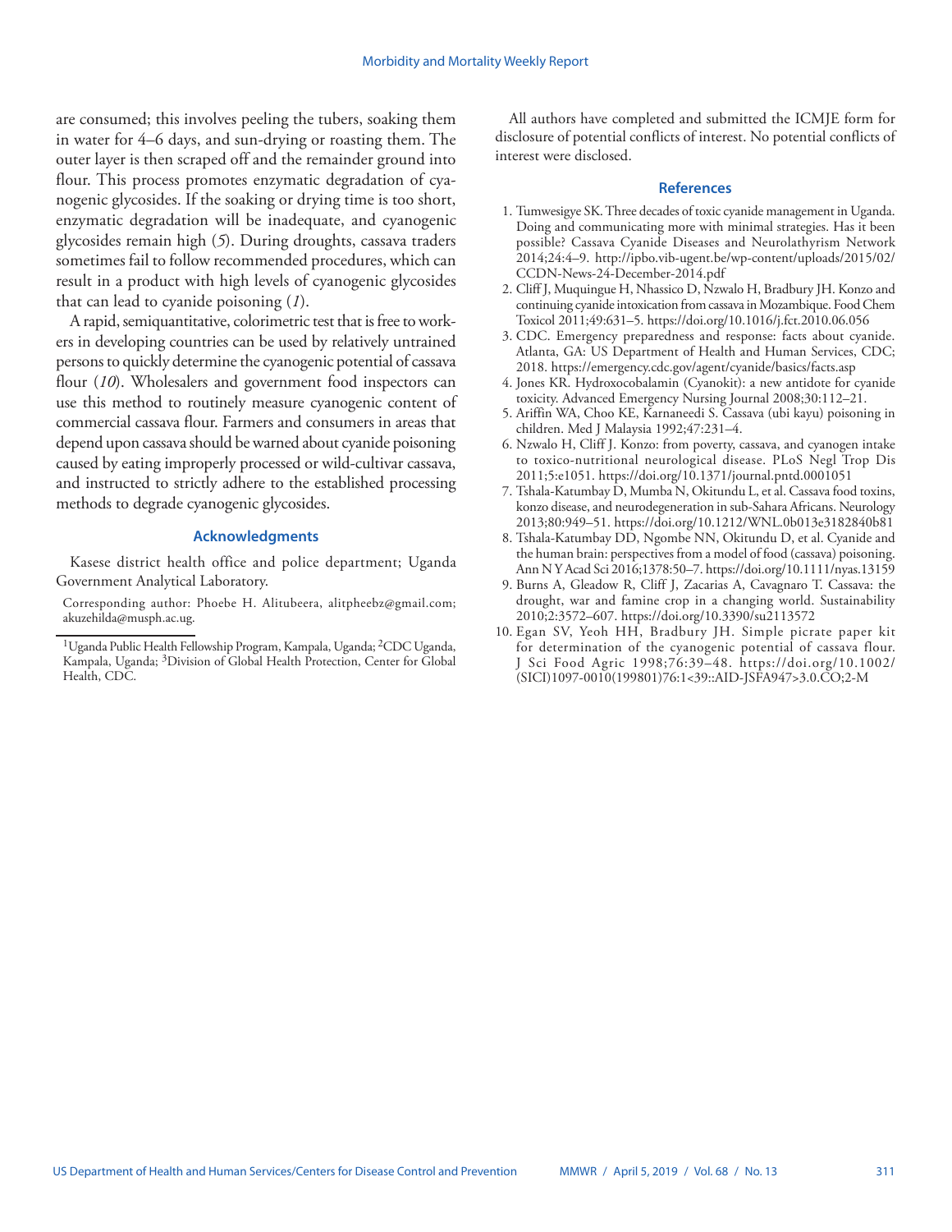are consumed; this involves peeling the tubers, soaking them in water for 4–6 days, and sun-drying or roasting them. The outer layer is then scraped off and the remainder ground into flour. This process promotes enzymatic degradation of cyanogenic glycosides. If the soaking or drying time is too short, enzymatic degradation will be inadequate, and cyanogenic glycosides remain high (*5*). During droughts, cassava traders sometimes fail to follow recommended procedures, which can result in a product with high levels of cyanogenic glycosides that can lead to cyanide poisoning (*1*).

A rapid, semiquantitative, colorimetric test that is free to workers in developing countries can be used by relatively untrained persons to quickly determine the cyanogenic potential of cassava flour (*10*). Wholesalers and government food inspectors can use this method to routinely measure cyanogenic content of commercial cassava flour. Farmers and consumers in areas that depend upon cassava should be warned about cyanide poisoning caused by eating improperly processed or wild-cultivar cassava, and instructed to strictly adhere to the established processing methods to degrade cyanogenic glycosides.

## Acknowledgments

Kasese district health office and police department; Uganda Government Analytical Laboratory.

Corresponding author: Phoebe H. Alitubeera, alitpheebz@gmail.com; akuzehilda@musph.ac.ug.

[1]Uganda Public Health Fellowship Program, Kampala, Uganda; [2]CDC Uganda, Kampala, Uganda; [3]Division of Global Health Protection, Center for Global Health, CDC.

All authors have completed and submitted the ICMJE form for disclosure of potential conflicts of interest. No potential conflicts of interest were disclosed.

## References

1. Tumwesigye SK. Three decades of toxic cyanide management in Uganda. Doing and communicating more with minimal strategies. Has it been possible? Cassava Cyanide Diseases and Neurolathyrism Network 2014;24:4–9. http://ipbo.vib-ugent.be/wp-content/uploads/2015/02/CCDN-News-24-December-2014.pdf
2. Cliff J, Muquingue H, Nhassico D, Nzwalo H, Bradbury JH. Konzo and continuing cyanide intoxication from cassava in Mozambique. Food Chem Toxicol 2011;49:631–5. https://doi.org/10.1016/j.fct.2010.06.056
3. CDC. Emergency preparedness and response: facts about cyanide. Atlanta, GA: US Department of Health and Human Services, CDC; 2018. https://emergency.cdc.gov/agent/cyanide/basics/facts.asp
4. Jones KR. Hydroxocobalamin (Cyanokit): a new antidote for cyanide toxicity. Advanced Emergency Nursing Journal 2008;30:112–21.
5. Ariffin WA, Choo KE, Karnaneedi S. Cassava (ubi kayu) poisoning in children. Med J Malaysia 1992;47:231–4.
6. Nzwalo H, Cliff J. Konzo: from poverty, cassava, and cyanogen intake to toxico-nutritional neurological disease. PLoS Negl Trop Dis 2011;5:e1051. https://doi.org/10.1371/journal.pntd.0001051
7. Tshala-Katumbay D, Mumba N, Okitundu L, et al. Cassava food toxins, konzo disease, and neurodegeneration in sub-Sahara Africans. Neurology 2013;80:949–51. https://doi.org/10.1212/WNL.0b013e3182840b81
8. Tshala-Katumbay DD, Ngombe NN, Okitundu D, et al. Cyanide and the human brain: perspectives from a model of food (cassava) poisoning. Ann N Y Acad Sci 2016;1378:50–7. https://doi.org/10.1111/nyas.13159
9. Burns A, Gleadow R, Cliff J, Zacarias A, Cavagnaro T. Cassava: the drought, war and famine crop in a changing world. Sustainability 2010;2:3572–607. https://doi.org/10.3390/su2113572
10. Egan SV, Yeoh HH, Bradbury JH. Simple picrate paper kit for determination of the cyanogenic potential of cassava flour. J Sci Food Agric 1998;76:39–48. https://doi.org/10.1002/(SICI)1097-0010(199801)76:1<39::AID-JSFA947>3.0.CO;2-M